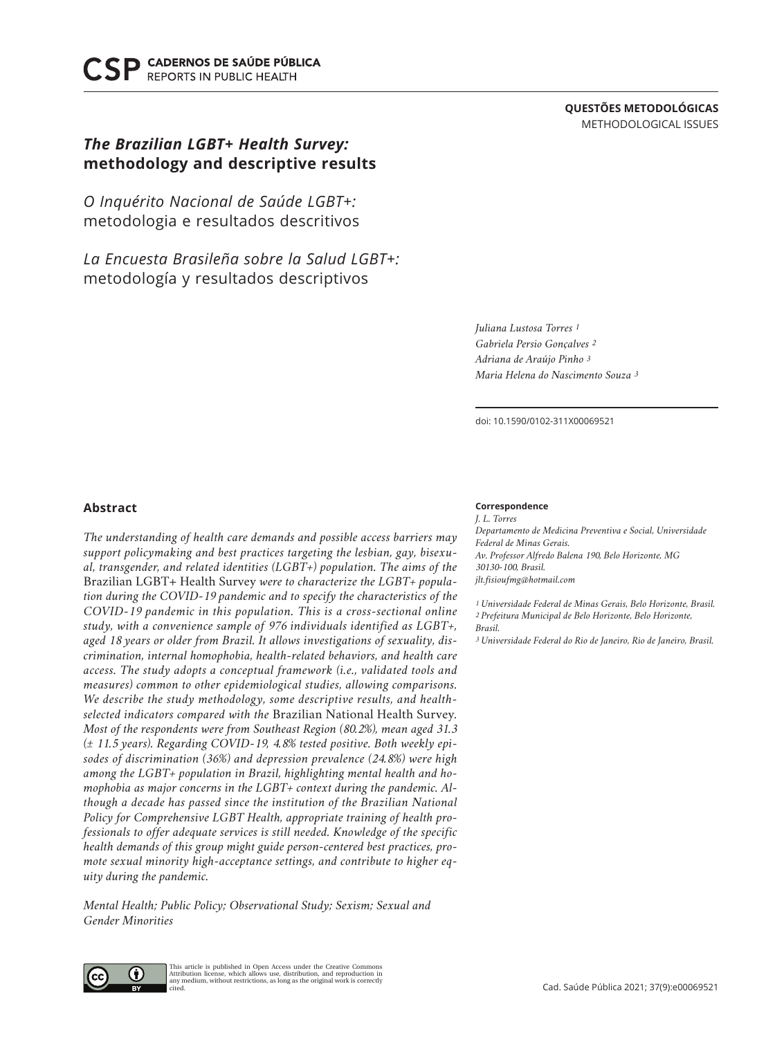QUESTÕES METODOLÓGICAS
METHODOLOGICAL ISSUES

# *The Brazilian LGBT+ Health Survey:* methodology and descriptive results

## *O Inquérito Nacional de Saúde LGBT+:* metodologia e resultados descritivos

## *La Encuesta Brasileña sobre la Salud LGBT+:* metodología y resultados descriptivos

*Juliana Lustosa Torres* [1]
*Gabriela Persio Gonçalves* [2]
*Adriana de Araújo Pinho* [3]
*Maria Helena do Nascimento Souza* [3]

doi: 10.1590/0102-311X00069521

### Abstract

*The understanding of health care demands and possible access barriers may support policymaking and best practices targeting the lesbian, gay, bisexual, transgender, and related identities (LGBT+) population. The aims of the* Brazilian LGBT+ Health Survey *were to characterize the LGBT+ population during the COVID-19 pandemic and to specify the characteristics of the COVID-19 pandemic in this population. This is a cross-sectional online study, with a convenience sample of 976 individuals identified as LGBT+, aged 18 years or older from Brazil. It allows investigations of sexuality, discrimination, internal homophobia, health-related behaviors, and health care access. The study adopts a conceptual framework (i.e., validated tools and measures) common to other epidemiological studies, allowing comparisons. We describe the study methodology, some descriptive results, and health-selected indicators compared with the* Brazilian National Health Survey. *Most of the respondents were from Southeast Region (80.2%), mean aged 31.3 (± 11.5 years). Regarding COVID-19, 4.8% tested positive. Both weekly episodes of discrimination (36%) and depression prevalence (24.8%) were high among the LGBT+ population in Brazil, highlighting mental health and homophobia as major concerns in the LGBT+ context during the pandemic. Although a decade has passed since the institution of the Brazilian National Policy for Comprehensive LGBT Health, appropriate training of health professionals to offer adequate services is still needed. Knowledge of the specific health demands of this group might guide person-centered best practices, promote sexual minority high-acceptance settings, and contribute to higher equity during the pandemic.*

*Mental Health; Public Policy; Observational Study; Sexism; Sexual and Gender Minorities*

**Correspondence**
*J. L. Torres*
*Departamento de Medicina Preventiva e Social, Universidade Federal de Minas Gerais.*
*Av. Professor Alfredo Balena 190, Belo Horizonte, MG 30130-100, Brasil.*
*jlt.fisioufmg@hotmail.com*

*[1] Universidade Federal de Minas Gerais, Belo Horizonte, Brasil.*
*[2] Prefeitura Municipal de Belo Horizonte, Belo Horizonte, Brasil.*
*[3] Universidade Federal do Rio de Janeiro, Rio de Janeiro, Brasil.*

This article is published in Open Access under the Creative Commons Attribution license, which allows use, distribution, and reproduction in any medium, without restrictions, as long as the original work is correctly cited.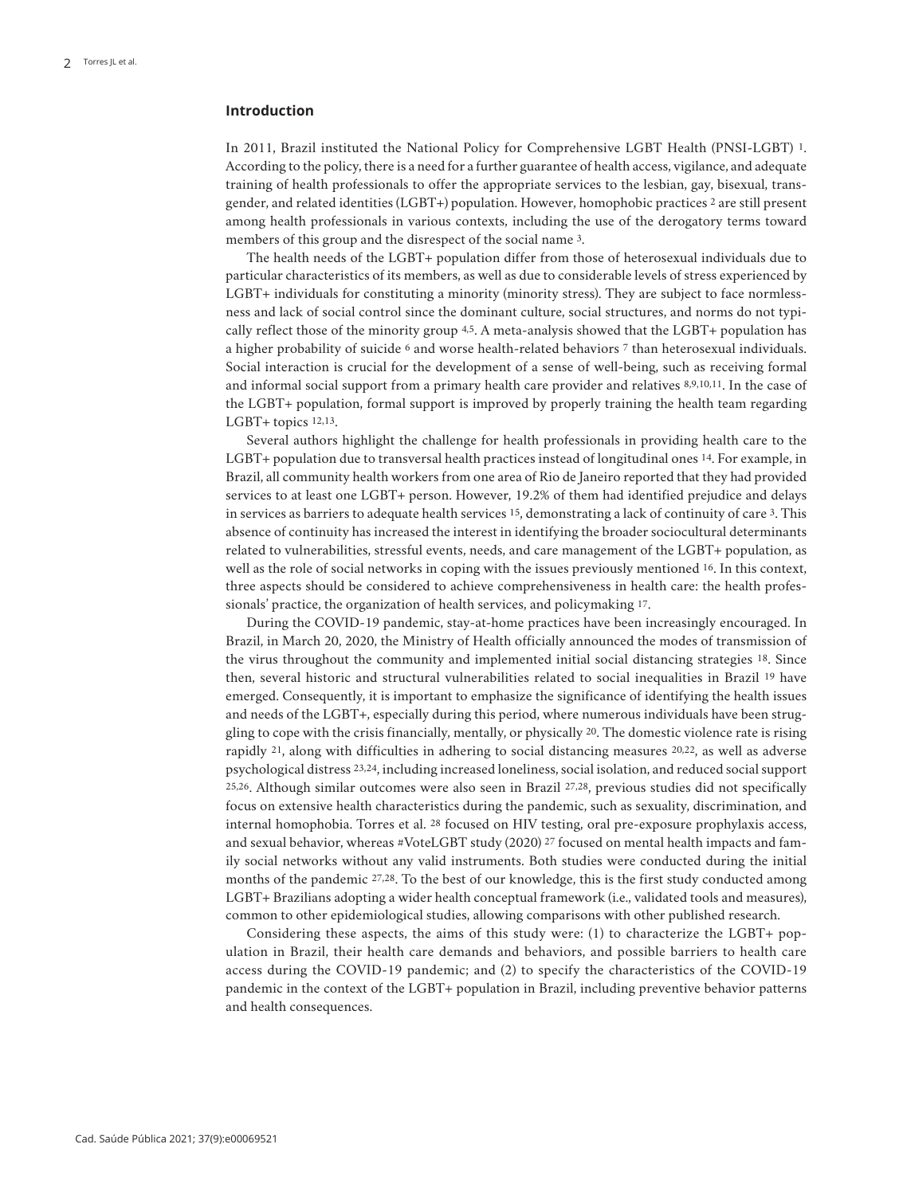## Introduction

In 2011, Brazil instituted the National Policy for Comprehensive LGBT Health (PNSI-LGBT) [1]. According to the policy, there is a need for a further guarantee of health access, vigilance, and adequate training of health professionals to offer the appropriate services to the lesbian, gay, bisexual, transgender, and related identities (LGBT+) population. However, homophobic practices [2] are still present among health professionals in various contexts, including the use of the derogatory terms toward members of this group and the disrespect of the social name [3].

The health needs of the LGBT+ population differ from those of heterosexual individuals due to particular characteristics of its members, as well as due to considerable levels of stress experienced by LGBT+ individuals for constituting a minority (minority stress). They are subject to face normlessness and lack of social control since the dominant culture, social structures, and norms do not typically reflect those of the minority group [4,5]. A meta-analysis showed that the LGBT+ population has a higher probability of suicide [6] and worse health-related behaviors [7] than heterosexual individuals. Social interaction is crucial for the development of a sense of well-being, such as receiving formal and informal social support from a primary health care provider and relatives [8,9,10,11]. In the case of the LGBT+ population, formal support is improved by properly training the health team regarding LGBT+ topics [12,13].

Several authors highlight the challenge for health professionals in providing health care to the LGBT+ population due to transversal health practices instead of longitudinal ones [14]. For example, in Brazil, all community health workers from one area of Rio de Janeiro reported that they had provided services to at least one LGBT+ person. However, 19.2% of them had identified prejudice and delays in services as barriers to adequate health services [15], demonstrating a lack of continuity of care [3]. This absence of continuity has increased the interest in identifying the broader sociocultural determinants related to vulnerabilities, stressful events, needs, and care management of the LGBT+ population, as well as the role of social networks in coping with the issues previously mentioned [16]. In this context, three aspects should be considered to achieve comprehensiveness in health care: the health professionals' practice, the organization of health services, and policymaking [17].

During the COVID-19 pandemic, stay-at-home practices have been increasingly encouraged. In Brazil, in March 20, 2020, the Ministry of Health officially announced the modes of transmission of the virus throughout the community and implemented initial social distancing strategies [18]. Since then, several historic and structural vulnerabilities related to social inequalities in Brazil [19] have emerged. Consequently, it is important to emphasize the significance of identifying the health issues and needs of the LGBT+, especially during this period, where numerous individuals have been struggling to cope with the crisis financially, mentally, or physically [20]. The domestic violence rate is rising rapidly [21], along with difficulties in adhering to social distancing measures [20,22], as well as adverse psychological distress [23,24], including increased loneliness, social isolation, and reduced social support [25,26]. Although similar outcomes were also seen in Brazil [27,28], previous studies did not specifically focus on extensive health characteristics during the pandemic, such as sexuality, discrimination, and internal homophobia. Torres et al. [28] focused on HIV testing, oral pre-exposure prophylaxis access, and sexual behavior, whereas #VoteLGBT study (2020) [27] focused on mental health impacts and family social networks without any valid instruments. Both studies were conducted during the initial months of the pandemic [27,28]. To the best of our knowledge, this is the first study conducted among LGBT+ Brazilians adopting a wider health conceptual framework (i.e., validated tools and measures), common to other epidemiological studies, allowing comparisons with other published research.

Considering these aspects, the aims of this study were: (1) to characterize the LGBT+ population in Brazil, their health care demands and behaviors, and possible barriers to health care access during the COVID-19 pandemic; and (2) to specify the characteristics of the COVID-19 pandemic in the context of the LGBT+ population in Brazil, including preventive behavior patterns and health consequences.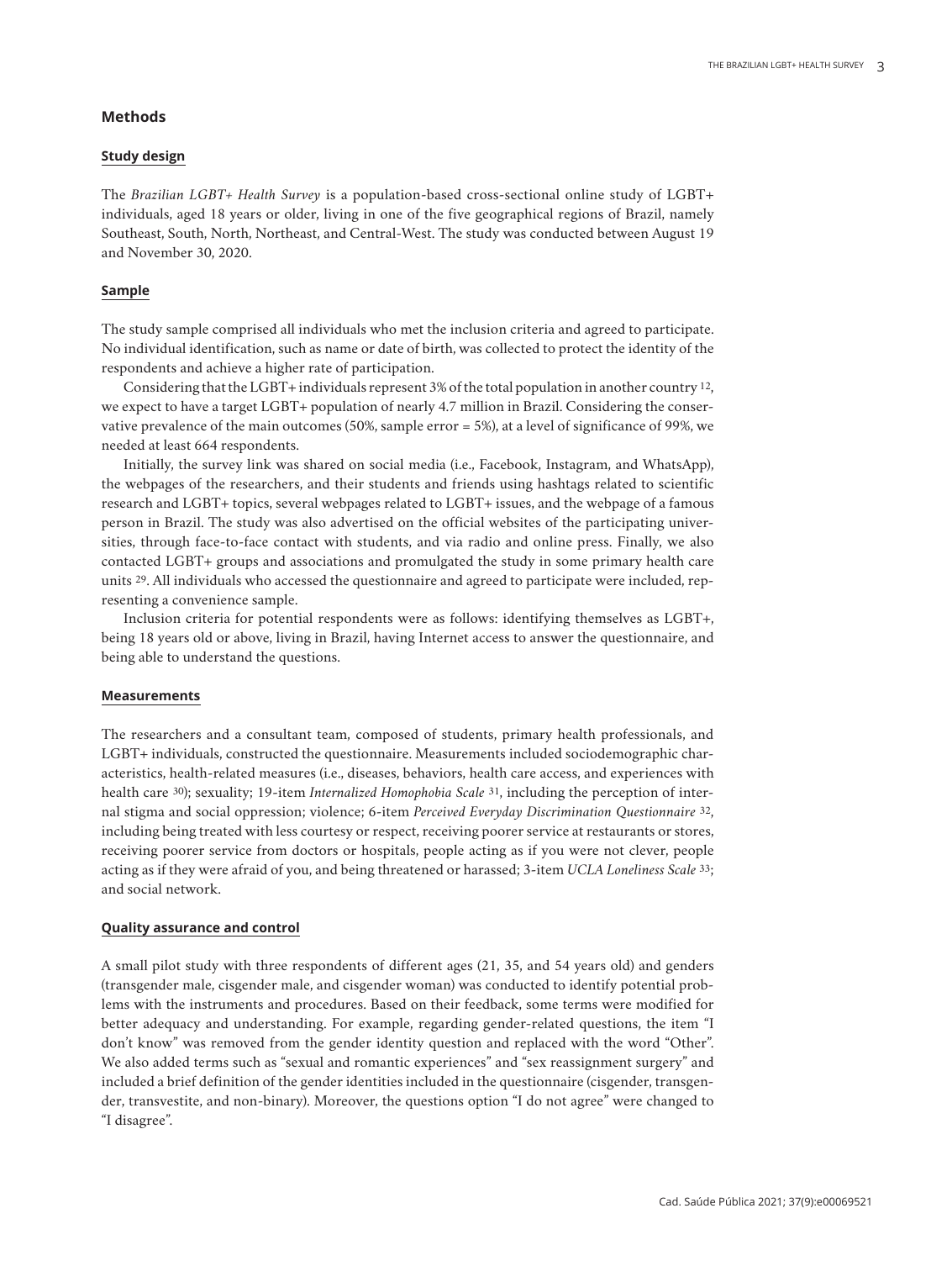## Methods

### Study design

The *Brazilian LGBT+ Health Survey* is a population-based cross-sectional online study of LGBT+ individuals, aged 18 years or older, living in one of the five geographical regions of Brazil, namely Southeast, South, North, Northeast, and Central-West. The study was conducted between August 19 and November 30, 2020.

### Sample

The study sample comprised all individuals who met the inclusion criteria and agreed to participate. No individual identification, such as name or date of birth, was collected to protect the identity of the respondents and achieve a higher rate of participation.

Considering that the LGBT+ individuals represent 3% of the total population in another country [12], we expect to have a target LGBT+ population of nearly 4.7 million in Brazil. Considering the conservative prevalence of the main outcomes (50%, sample error = 5%), at a level of significance of 99%, we needed at least 664 respondents.

Initially, the survey link was shared on social media (i.e., Facebook, Instagram, and WhatsApp), the webpages of the researchers, and their students and friends using hashtags related to scientific research and LGBT+ topics, several webpages related to LGBT+ issues, and the webpage of a famous person in Brazil. The study was also advertised on the official websites of the participating universities, through face-to-face contact with students, and via radio and online press. Finally, we also contacted LGBT+ groups and associations and promulgated the study in some primary health care units [29]. All individuals who accessed the questionnaire and agreed to participate were included, representing a convenience sample.

Inclusion criteria for potential respondents were as follows: identifying themselves as LGBT+, being 18 years old or above, living in Brazil, having Internet access to answer the questionnaire, and being able to understand the questions.

### Measurements

The researchers and a consultant team, composed of students, primary health professionals, and LGBT+ individuals, constructed the questionnaire. Measurements included sociodemographic characteristics, health-related measures (i.e., diseases, behaviors, health care access, and experiences with health care [30]); sexuality; 19-item *Internalized Homophobia Scale* [31], including the perception of internal stigma and social oppression; violence; 6-item *Perceived Everyday Discrimination Questionnaire* [32], including being treated with less courtesy or respect, receiving poorer service at restaurants or stores, receiving poorer service from doctors or hospitals, people acting as if you were not clever, people acting as if they were afraid of you, and being threatened or harassed; 3-item *UCLA Loneliness Scale* [33]; and social network.

### Quality assurance and control

A small pilot study with three respondents of different ages (21, 35, and 54 years old) and genders (transgender male, cisgender male, and cisgender woman) was conducted to identify potential problems with the instruments and procedures. Based on their feedback, some terms were modified for better adequacy and understanding. For example, regarding gender-related questions, the item "I don't know" was removed from the gender identity question and replaced with the word "Other". We also added terms such as "sexual and romantic experiences" and "sex reassignment surgery" and included a brief definition of the gender identities included in the questionnaire (cisgender, transgender, transvestite, and non-binary). Moreover, the questions option "I do not agree" were changed to "I disagree".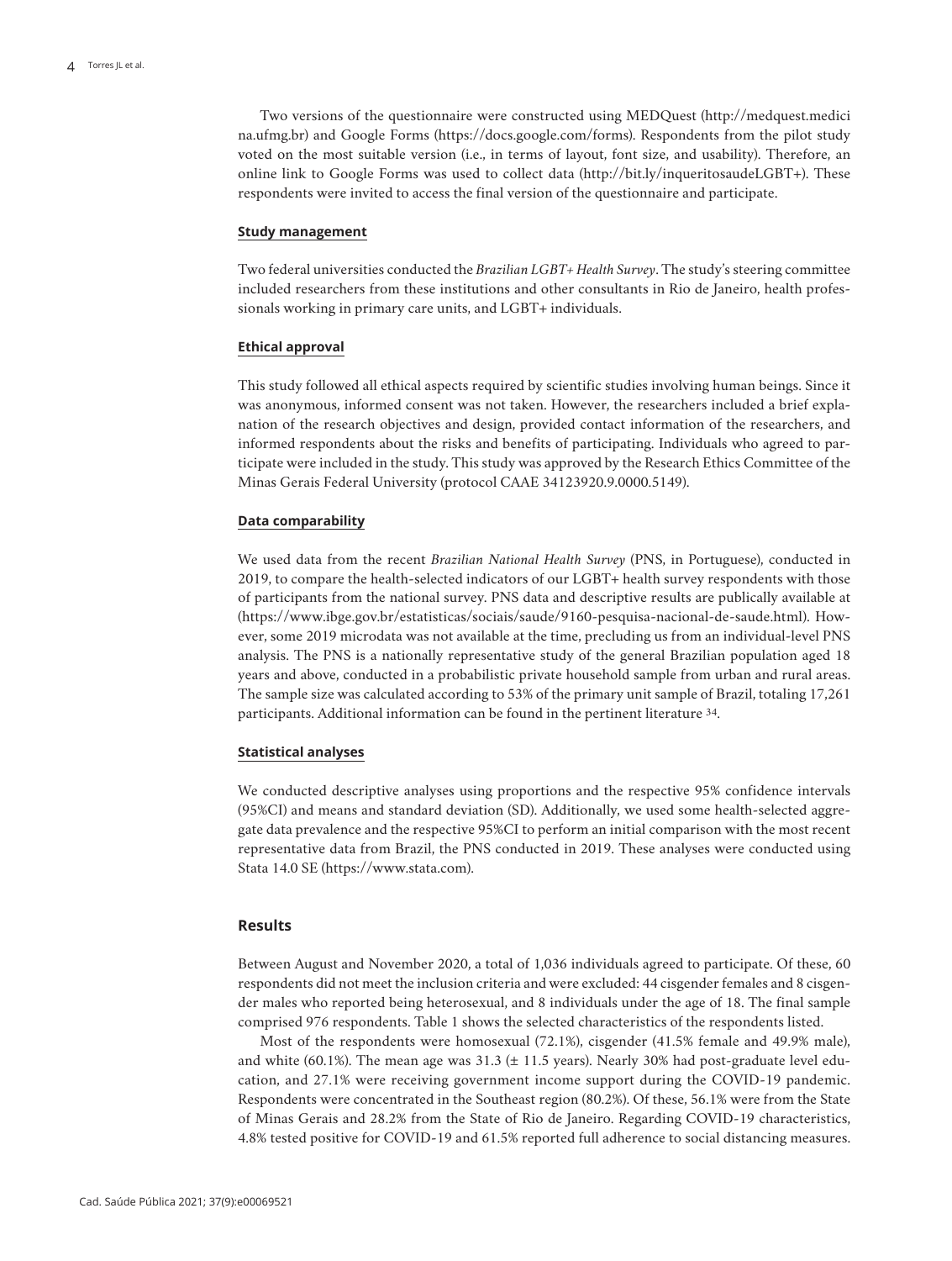Two versions of the questionnaire were constructed using MEDQuest (http://medquest.medicina.ufmg.br) and Google Forms (https://docs.google.com/forms). Respondents from the pilot study voted on the most suitable version (i.e., in terms of layout, font size, and usability). Therefore, an online link to Google Forms was used to collect data (http://bit.ly/inqueritosaudeLGBT+). These respondents were invited to access the final version of the questionnaire and participate.

### Study management

Two federal universities conducted the *Brazilian LGBT+ Health Survey*. The study's steering committee included researchers from these institutions and other consultants in Rio de Janeiro, health professionals working in primary care units, and LGBT+ individuals.

### Ethical approval

This study followed all ethical aspects required by scientific studies involving human beings. Since it was anonymous, informed consent was not taken. However, the researchers included a brief explanation of the research objectives and design, provided contact information of the researchers, and informed respondents about the risks and benefits of participating. Individuals who agreed to participate were included in the study. This study was approved by the Research Ethics Committee of the Minas Gerais Federal University (protocol CAAE 34123920.9.0000.5149).

### Data comparability

We used data from the recent *Brazilian National Health Survey* (PNS, in Portuguese), conducted in 2019, to compare the health-selected indicators of our LGBT+ health survey respondents with those of participants from the national survey. PNS data and descriptive results are publically available at (https://www.ibge.gov.br/estatisticas/sociais/saude/9160-pesquisa-nacional-de-saude.html). However, some 2019 microdata was not available at the time, precluding us from an individual-level PNS analysis. The PNS is a nationally representative study of the general Brazilian population aged 18 years and above, conducted in a probabilistic private household sample from urban and rural areas. The sample size was calculated according to 53% of the primary unit sample of Brazil, totaling 17,261 participants. Additional information can be found in the pertinent literature [34].

### Statistical analyses

We conducted descriptive analyses using proportions and the respective 95% confidence intervals (95%CI) and means and standard deviation (SD). Additionally, we used some health-selected aggregate data prevalence and the respective 95%CI to perform an initial comparison with the most recent representative data from Brazil, the PNS conducted in 2019. These analyses were conducted using Stata 14.0 SE (https://www.stata.com).

## Results

Between August and November 2020, a total of 1,036 individuals agreed to participate. Of these, 60 respondents did not meet the inclusion criteria and were excluded: 44 cisgender females and 8 cisgender males who reported being heterosexual, and 8 individuals under the age of 18. The final sample comprised 976 respondents. Table 1 shows the selected characteristics of the respondents listed.

Most of the respondents were homosexual (72.1%), cisgender (41.5% female and 49.9% male), and white (60.1%). The mean age was 31.3 (± 11.5 years). Nearly 30% had post-graduate level education, and 27.1% were receiving government income support during the COVID-19 pandemic. Respondents were concentrated in the Southeast region (80.2%). Of these, 56.1% were from the State of Minas Gerais and 28.2% from the State of Rio de Janeiro. Regarding COVID-19 characteristics, 4.8% tested positive for COVID-19 and 61.5% reported full adherence to social distancing measures.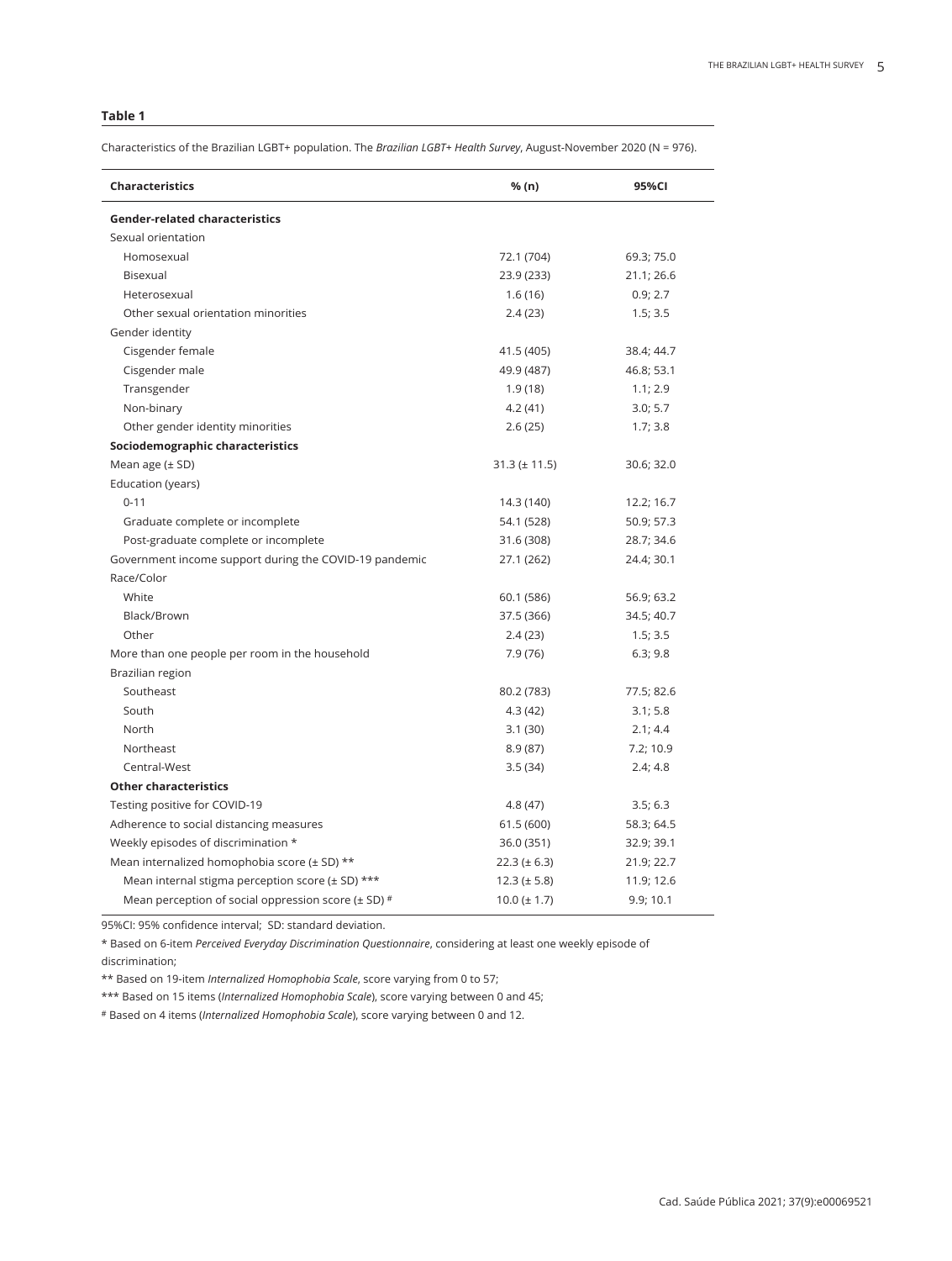**Table 1**

Characteristics of the Brazilian LGBT+ population. The *Brazilian LGBT+ Health Survey*, August-November 2020 (N = 976).

| Characteristics | % (n) | 95%CI |
|---|---|---|
| **Gender-related characteristics** | | |
| Sexual orientation | | |
| Homosexual | 72.1 (704) | 69.3; 75.0 |
| Bisexual | 23.9 (233) | 21.1; 26.6 |
| Heterosexual | 1.6 (16) | 0.9; 2.7 |
| Other sexual orientation minorities | 2.4 (23) | 1.5; 3.5 |
| Gender identity | | |
| Cisgender female | 41.5 (405) | 38.4; 44.7 |
| Cisgender male | 49.9 (487) | 46.8; 53.1 |
| Transgender | 1.9 (18) | 1.1; 2.9 |
| Non-binary | 4.2 (41) | 3.0; 5.7 |
| Other gender identity minorities | 2.6 (25) | 1.7; 3.8 |
| **Sociodemographic characteristics** | | |
| Mean age (± SD) | 31.3 (± 11.5) | 30.6; 32.0 |
| Education (years) | | |
| 0-11 | 14.3 (140) | 12.2; 16.7 |
| Graduate complete or incomplete | 54.1 (528) | 50.9; 57.3 |
| Post-graduate complete or incomplete | 31.6 (308) | 28.7; 34.6 |
| Government income support during the COVID-19 pandemic | 27.1 (262) | 24.4; 30.1 |
| Race/Color | | |
| White | 60.1 (586) | 56.9; 63.2 |
| Black/Brown | 37.5 (366) | 34.5; 40.7 |
| Other | 2.4 (23) | 1.5; 3.5 |
| More than one people per room in the household | 7.9 (76) | 6.3; 9.8 |
| Brazilian region | | |
| Southeast | 80.2 (783) | 77.5; 82.6 |
| South | 4.3 (42) | 3.1; 5.8 |
| North | 3.1 (30) | 2.1; 4.4 |
| Northeast | 8.9 (87) | 7.2; 10.9 |
| Central-West | 3.5 (34) | 2.4; 4.8 |
| **Other characteristics** | | |
| Testing positive for COVID-19 | 4.8 (47) | 3.5; 6.3 |
| Adherence to social distancing measures | 61.5 (600) | 58.3; 64.5 |
| Weekly episodes of discrimination * | 36.0 (351) | 32.9; 39.1 |
| Mean internalized homophobia score (± SD) ** | 22.3 (± 6.3) | 21.9; 22.7 |
| Mean internal stigma perception score (± SD) *** | 12.3 (± 5.8) | 11.9; 12.6 |
| Mean perception of social oppression score (± SD) # | 10.0 (± 1.7) | 9.9; 10.1 |

95%CI: 95% confidence interval; SD: standard deviation.

* Based on 6-item *Perceived Everyday Discrimination Questionnaire*, considering at least one weekly episode of discrimination;

** Based on 19-item *Internalized Homophobia Scale*, score varying from 0 to 57;

*** Based on 15 items (*Internalized Homophobia Scale*), score varying between 0 and 45;

# Based on 4 items (*Internalized Homophobia Scale*), score varying between 0 and 12.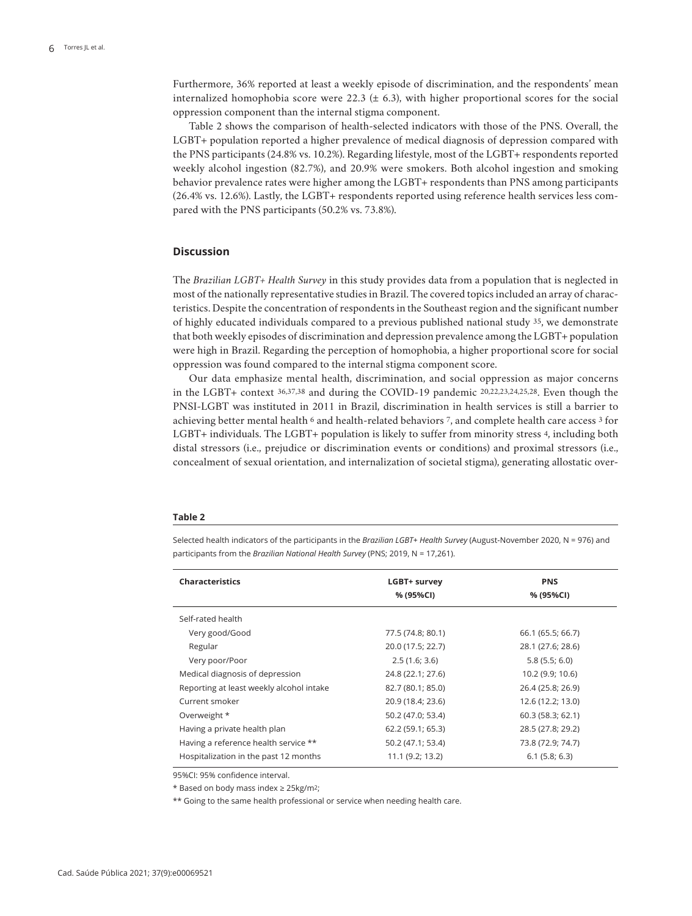Furthermore, 36% reported at least a weekly episode of discrimination, and the respondents' mean internalized homophobia score were 22.3 (± 6.3), with higher proportional scores for the social oppression component than the internal stigma component.

Table 2 shows the comparison of health-selected indicators with those of the PNS. Overall, the LGBT+ population reported a higher prevalence of medical diagnosis of depression compared with the PNS participants (24.8% vs. 10.2%). Regarding lifestyle, most of the LGBT+ respondents reported weekly alcohol ingestion (82.7%), and 20.9% were smokers. Both alcohol ingestion and smoking behavior prevalence rates were higher among the LGBT+ respondents than PNS among participants (26.4% vs. 12.6%). Lastly, the LGBT+ respondents reported using reference health services less compared with the PNS participants (50.2% vs. 73.8%).

## Discussion

The *Brazilian LGBT+ Health Survey* in this study provides data from a population that is neglected in most of the nationally representative studies in Brazil. The covered topics included an array of characteristics. Despite the concentration of respondents in the Southeast region and the significant number of highly educated individuals compared to a previous published national study [35], we demonstrate that both weekly episodes of discrimination and depression prevalence among the LGBT+ population were high in Brazil. Regarding the perception of homophobia, a higher proportional score for social oppression was found compared to the internal stigma component score.

Our data emphasize mental health, discrimination, and social oppression as major concerns in the LGBT+ context [36,37,38] and during the COVID-19 pandemic [20,22,23,24,25,28]. Even though the PNSI-LGBT was instituted in 2011 in Brazil, discrimination in health services is still a barrier to achieving better mental health [6] and health-related behaviors [7], and complete health care access [3] for LGBT+ individuals. The LGBT+ population is likely to suffer from minority stress [4], including both distal stressors (i.e., prejudice or discrimination events or conditions) and proximal stressors (i.e., concealment of sexual orientation, and internalization of societal stigma), generating allostatic over-

**Table 2**

Selected health indicators of the participants in the *Brazilian LGBT+ Health Survey* (August-November 2020, N = 976) and participants from the *Brazilian National Health Survey* (PNS; 2019, N = 17,261).

| Characteristics | LGBT+ survey % (95%CI) | PNS % (95%CI) |
|---|---|---|
| Self-rated health | | |
| Very good/Good | 77.5 (74.8; 80.1) | 66.1 (65.5; 66.7) |
| Regular | 20.0 (17.5; 22.7) | 28.1 (27.6; 28.6) |
| Very poor/Poor | 2.5 (1.6; 3.6) | 5.8 (5.5; 6.0) |
| Medical diagnosis of depression | 24.8 (22.1; 27.6) | 10.2 (9.9; 10.6) |
| Reporting at least weekly alcohol intake | 82.7 (80.1; 85.0) | 26.4 (25.8; 26.9) |
| Current smoker | 20.9 (18.4; 23.6) | 12.6 (12.2; 13.0) |
| Overweight * | 50.2 (47.0; 53.4) | 60.3 (58.3; 62.1) |
| Having a private health plan | 62.2 (59.1; 65.3) | 28.5 (27.8; 29.2) |
| Having a reference health service ** | 50.2 (47.1; 53.4) | 73.8 (72.9; 74.7) |
| Hospitalization in the past 12 months | 11.1 (9.2; 13.2) | 6.1 (5.8; 6.3) |

95%CI: 95% confidence interval.

\* Based on body mass index ≥ 25kg/m$^2$;

\*\* Going to the same health professional or service when needing health care.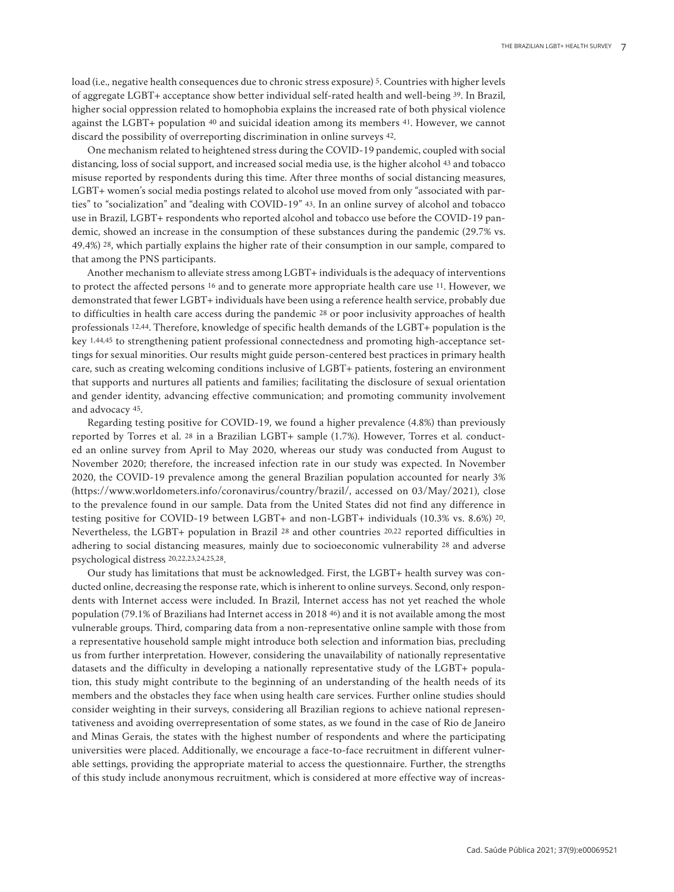load (i.e., negative health consequences due to chronic stress exposure) [5]. Countries with higher levels of aggregate LGBT+ acceptance show better individual self-rated health and well-being [39]. In Brazil, higher social oppression related to homophobia explains the increased rate of both physical violence against the LGBT+ population [40] and suicidal ideation among its members [41]. However, we cannot discard the possibility of overreporting discrimination in online surveys [42].

One mechanism related to heightened stress during the COVID-19 pandemic, coupled with social distancing, loss of social support, and increased social media use, is the higher alcohol [43] and tobacco misuse reported by respondents during this time. After three months of social distancing measures, LGBT+ women's social media postings related to alcohol use moved from only "associated with parties" to "socialization" and "dealing with COVID-19" [43]. In an online survey of alcohol and tobacco use in Brazil, LGBT+ respondents who reported alcohol and tobacco use before the COVID-19 pandemic, showed an increase in the consumption of these substances during the pandemic (29.7% vs. 49.4%) [28], which partially explains the higher rate of their consumption in our sample, compared to that among the PNS participants.

Another mechanism to alleviate stress among LGBT+ individuals is the adequacy of interventions to protect the affected persons [16] and to generate more appropriate health care use [11]. However, we demonstrated that fewer LGBT+ individuals have been using a reference health service, probably due to difficulties in health care access during the pandemic [28] or poor inclusivity approaches of health professionals [12,44]. Therefore, knowledge of specific health demands of the LGBT+ population is the key [1,44,45] to strengthening patient professional connectedness and promoting high-acceptance settings for sexual minorities. Our results might guide person-centered best practices in primary health care, such as creating welcoming conditions inclusive of LGBT+ patients, fostering an environment that supports and nurtures all patients and families; facilitating the disclosure of sexual orientation and gender identity, advancing effective communication; and promoting community involvement and advocacy [45].

Regarding testing positive for COVID-19, we found a higher prevalence (4.8%) than previously reported by Torres et al. [28] in a Brazilian LGBT+ sample (1.7%). However, Torres et al. conducted an online survey from April to May 2020, whereas our study was conducted from August to November 2020; therefore, the increased infection rate in our study was expected. In November 2020, the COVID-19 prevalence among the general Brazilian population accounted for nearly 3% (https://www.worldometers.info/coronavirus/country/brazil/, accessed on 03/May/2021), close to the prevalence found in our sample. Data from the United States did not find any difference in testing positive for COVID-19 between LGBT+ and non-LGBT+ individuals (10.3% vs. 8.6%) [20]. Nevertheless, the LGBT+ population in Brazil [28] and other countries [20,22] reported difficulties in adhering to social distancing measures, mainly due to socioeconomic vulnerability [28] and adverse psychological distress [20,22,23,24,25,28].

Our study has limitations that must be acknowledged. First, the LGBT+ health survey was conducted online, decreasing the response rate, which is inherent to online surveys. Second, only respondents with Internet access were included. In Brazil, Internet access has not yet reached the whole population (79.1% of Brazilians had Internet access in 2018 [46]) and it is not available among the most vulnerable groups. Third, comparing data from a non-representative online sample with those from a representative household sample might introduce both selection and information bias, precluding us from further interpretation. However, considering the unavailability of nationally representative datasets and the difficulty in developing a nationally representative study of the LGBT+ population, this study might contribute to the beginning of an understanding of the health needs of its members and the obstacles they face when using health care services. Further online studies should consider weighting in their surveys, considering all Brazilian regions to achieve national representativeness and avoiding overrepresentation of some states, as we found in the case of Rio de Janeiro and Minas Gerais, the states with the highest number of respondents and where the participating universities were placed. Additionally, we encourage a face-to-face recruitment in different vulnerable settings, providing the appropriate material to access the questionnaire. Further, the strengths of this study include anonymous recruitment, which is considered at more effective way of increas-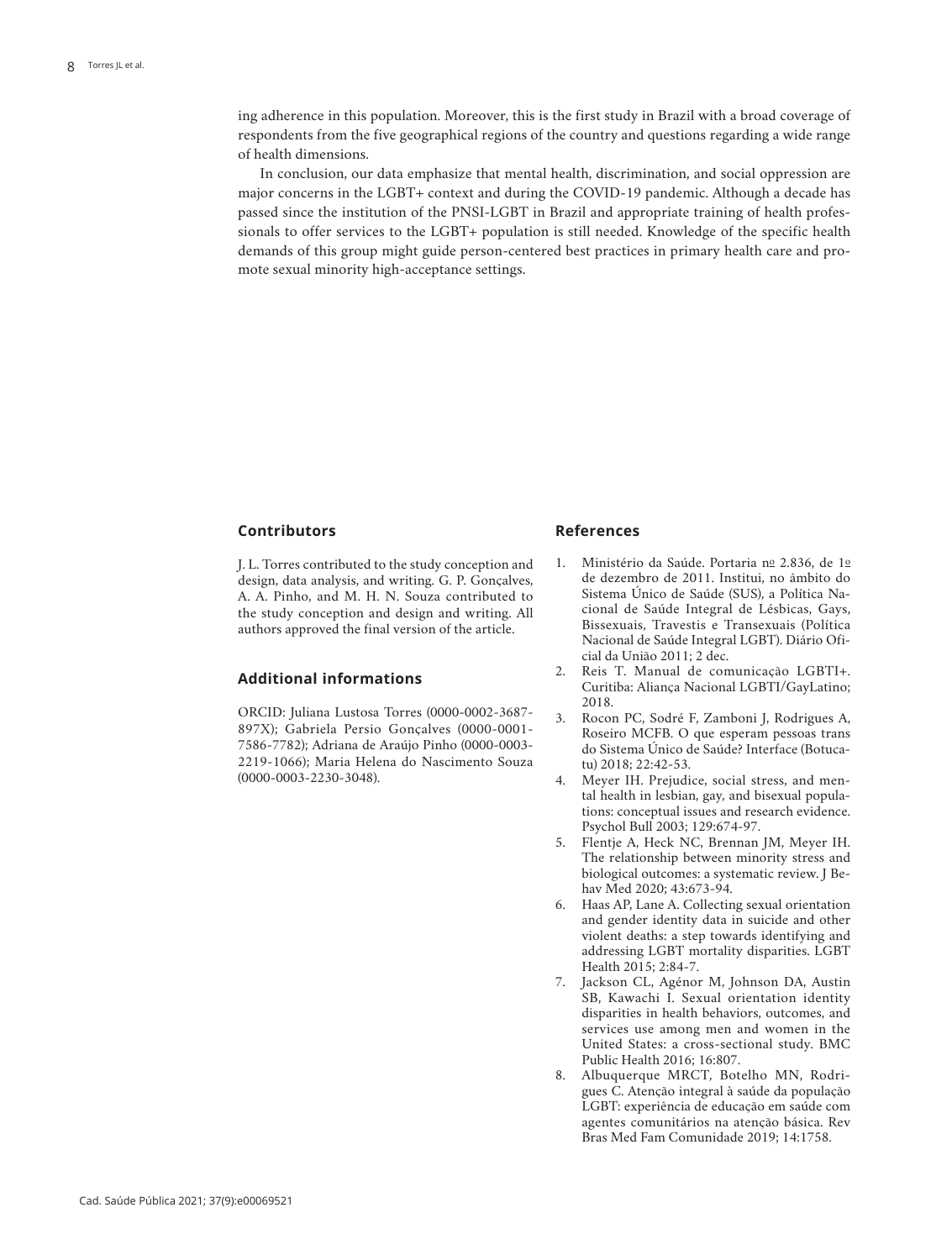ing adherence in this population. Moreover, this is the first study in Brazil with a broad coverage of respondents from the five geographical regions of the country and questions regarding a wide range of health dimensions.

In conclusion, our data emphasize that mental health, discrimination, and social oppression are major concerns in the LGBT+ context and during the COVID-19 pandemic. Although a decade has passed since the institution of the PNSI-LGBT in Brazil and appropriate training of health professionals to offer services to the LGBT+ population is still needed. Knowledge of the specific health demands of this group might guide person-centered best practices in primary health care and promote sexual minority high-acceptance settings.

## Contributors

J. L. Torres contributed to the study conception and design, data analysis, and writing. G. P. Gonçalves, A. A. Pinho, and M. H. N. Souza contributed to the study conception and design and writing. All authors approved the final version of the article.

## Additional informations

ORCID: Juliana Lustosa Torres (0000-0002-3687-897X); Gabriela Persio Gonçalves (0000-0001-7586-7782); Adriana de Araújo Pinho (0000-0003-2219-1066); Maria Helena do Nascimento Souza (0000-0003-2230-3048).

## References

1. Ministério da Saúde. Portaria nº 2.836, de 1º de dezembro de 2011. Institui, no âmbito do Sistema Único de Saúde (SUS), a Política Nacional de Saúde Integral de Lésbicas, Gays, Bissexuais, Travestis e Transexuais (Política Nacional de Saúde Integral LGBT). Diário Oficial da União 2011; 2 dec.
2. Reis T. Manual de comunicação LGBTI+. Curitiba: Aliança Nacional LGBTI/GayLatino; 2018.
3. Rocon PC, Sodré F, Zamboni J, Rodrigues A, Roseiro MCFB. O que esperam pessoas trans do Sistema Único de Saúde? Interface (Botucatu) 2018; 22:42-53.
4. Meyer IH. Prejudice, social stress, and mental health in lesbian, gay, and bisexual populations: conceptual issues and research evidence. Psychol Bull 2003; 129:674-97.
5. Flentje A, Heck NC, Brennan JM, Meyer IH. The relationship between minority stress and biological outcomes: a systematic review. J Behav Med 2020; 43:673-94.
6. Haas AP, Lane A. Collecting sexual orientation and gender identity data in suicide and other violent deaths: a step towards identifying and addressing LGBT mortality disparities. LGBT Health 2015; 2:84-7.
7. Jackson CL, Agénor M, Johnson DA, Austin SB, Kawachi I. Sexual orientation identity disparities in health behaviors, outcomes, and services use among men and women in the United States: a cross-sectional study. BMC Public Health 2016; 16:807.
8. Albuquerque MRCT, Botelho MN, Rodrigues C. Atenção integral à saúde da população LGBT: experiência de educação em saúde com agentes comunitários na atenção básica. Rev Bras Med Fam Comunidade 2019; 14:1758.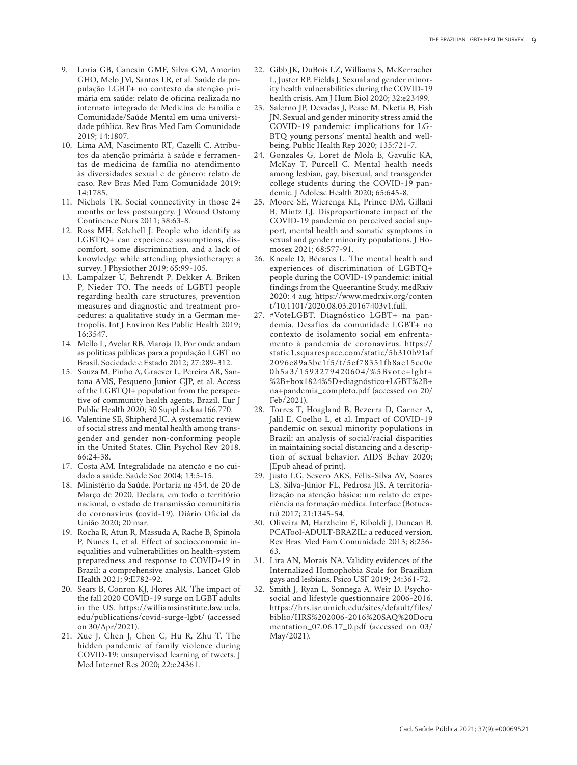9. Loria GB, Canesin GMF, Silva GM, Amorim GHO, Melo JM, Santos LR, et al. Saúde da população LGBT+ no contexto da atenção primária em saúde: relato de oficina realizada no internato integrado de Medicina de Família e Comunidade/Saúde Mental em uma universidade pública. Rev Bras Med Fam Comunidade 2019; 14:1807.
10. Lima AM, Nascimento RT, Cazelli C. Atributos da atenção primária à saúde e ferramentas de medicina de família no atendimento às diversidades sexual e de gênero: relato de caso. Rev Bras Med Fam Comunidade 2019; 14:1785.
11. Nichols TR. Social connectivity in those 24 months or less postsurgery. J Wound Ostomy Continence Nurs 2011; 38:63-8.
12. Ross MH, Setchell J. People who identify as LGBTIQ+ can experience assumptions, discomfort, some discrimination, and a lack of knowledge while attending physiotherapy: a survey. J Physiother 2019; 65:99-105.
13. Lampalzer U, Behrendt P, Dekker A, Briken P, Nieder TO. The needs of LGBTI people regarding health care structures, prevention measures and diagnostic and treatment procedures: a qualitative study in a German metropolis. Int J Environ Res Public Health 2019; 16:3547.
14. Mello L, Avelar RB, Maroja D. Por onde andam as políticas públicas para a população LGBT no Brasil. Sociedade e Estado 2012; 27:289-312.
15. Souza M, Pinho A, Graever L, Pereira AR, Santana AMS, Pesqueno Junior CJP, et al. Access of the LGBTQI+ population from the perspective of community health agents, Brazil. Eur J Public Health 2020; 30 Suppl 5:ckaa166.770.
16. Valentine SE, Shipherd JC. A systematic review of social stress and mental health among transgender and gender non-conforming people in the United States. Clin Psychol Rev 2018. 66:24-38.
17. Costa AM. Integralidade na atenção e no cuidado a saúde. Saúde Soc 2004; 13:5-15.
18. Ministério da Saúde. Portaria nº 454, de 20 de Março de 2020. Declara, em todo o território nacional, o estado de transmissão comunitária do coronavírus (covid-19). Diário Oficial da União 2020; 20 mar.
19. Rocha R, Atun R, Massuda A, Rache B, Spinola P, Nunes L, et al. Effect of socioeconomic inequalities and vulnerabilities on health-system preparedness and response to COVID-19 in Brazil: a comprehensive analysis. Lancet Glob Health 2021; 9:E782-92.
20. Sears B, Conron KJ, Flores AR. The impact of the fall 2020 COVID-19 surge on LGBT adults in the US. https://williamsinstitute.law.ucla.edu/publications/covid-surge-lgbt/ (accessed on 30/Apr/2021).
21. Xue J, Chen J, Chen C, Hu R, Zhu T. The hidden pandemic of family violence during COVID-19: unsupervised learning of tweets. J Med Internet Res 2020; 22:e24361.
22. Gibb JK, DuBois LZ, Williams S, McKerracher L, Juster RP, Fields J. Sexual and gender minority health vulnerabilities during the COVID-19 health crisis. Am J Hum Biol 2020; 32:e23499.
23. Salerno JP, Devadas J, Pease M, Nketia B, Fish JN. Sexual and gender minority stress amid the COVID-19 pandemic: implications for LGBTQ young persons' mental health and well-being. Public Health Rep 2020; 135:721-7.
24. Gonzales G, Loret de Mola E, Gavulic KA, McKay T, Purcell C. Mental health needs among lesbian, gay, bisexual, and transgender college students during the COVID-19 pandemic. J Adolesc Health 2020; 65:645-8.
25. Moore SE, Wierenga KL, Prince DM, Gillani B, Mintz LJ. Disproportionate impact of the COVID-19 pandemic on perceived social support, mental health and somatic symptoms in sexual and gender minority populations. J Homosex 2021; 68:577-91.
26. Kneale D, Bécares L. The mental health and experiences of discrimination of LGBTQ+ people during the COVID-19 pandemic: initial findings from the Queerantine Study. medRxiv 2020; 4 aug. https://www.medrxiv.org/content/10.1101/2020.08.03.20167403v1.full.
27. #VoteLGBT. Diagnóstico LGBT+ na pandemia. Desafios da comunidade LGBT+ no contexto de isolamento social em enfrentamento à pandemia de coronavírus. https://static1.squarespace.com/static/5b310b91af2096e89a5bc1f5/t/5ef78351fb8ae15cc0e0b5a3/1593279420604/%5Bvote+lgbt+%2B+box1824%5D+diagnóstico+LGBT%2B+na+pandemia_completo.pdf (accessed on 20/Feb/2021).
28. Torres T, Hoagland B, Bezerra D, Garner A, Jalil E, Coelho L, et al. Impact of COVID-19 pandemic on sexual minority populations in Brazil: an analysis of social/racial disparities in maintaining social distancing and a description of sexual behavior. AIDS Behav 2020; [Epub ahead of print].
29. Justo LG, Severo AKS, Félix-Silva AV, Soares LS, Silva-Júnior FL, Pedrosa JIS. A territorialização na atenção básica: um relato de experiência na formação médica. Interface (Botucatu) 2017; 21:1345-54.
30. Oliveira M, Harzheim E, Riboldi J, Duncan B. PCATool-ADULT-BRAZIL: a reduced version. Rev Bras Med Fam Comunidade 2013; 8:256-63.
31. Lira AN, Morais NA. Validity evidences of the Internalized Homophobia Scale for Brazilian gays and lesbians. Psico USF 2019; 24:361-72.
32. Smith J, Ryan L, Sonnega A, Weir D. Psychosocial and lifestyle questionnaire 2006-2016. https://hrs.isr.umich.edu/sites/default/files/biblio/HRS%202006-2016%20SAQ%20Documentation_07.06.17_0.pdf (accessed on 03/May/2021).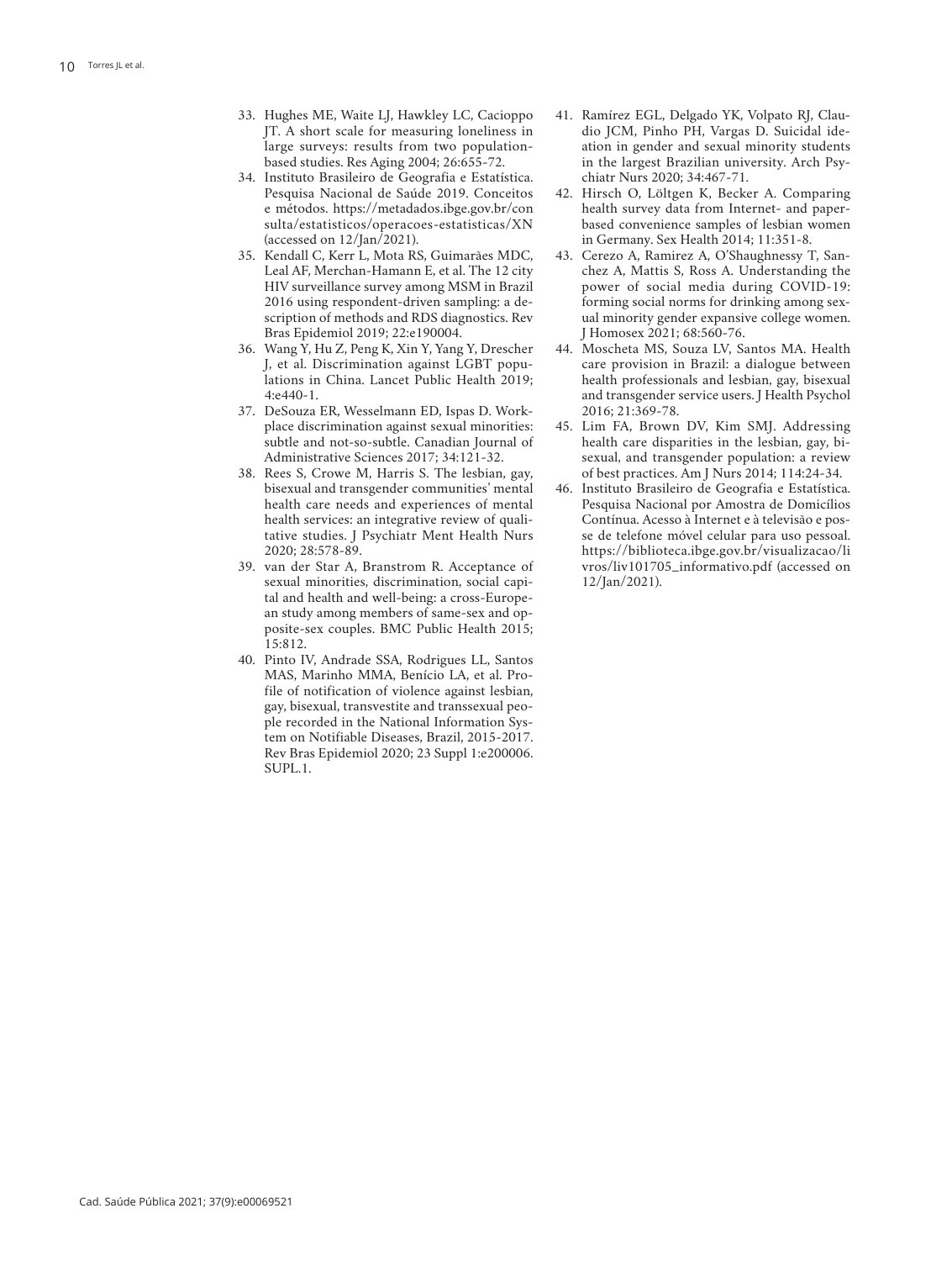33. Hughes ME, Waite LJ, Hawkley LC, Cacioppo JT. A short scale for measuring loneliness in large surveys: results from two population-based studies. Res Aging 2004; 26:655-72.
34. Instituto Brasileiro de Geografia e Estatística. Pesquisa Nacional de Saúde 2019. Conceitos e métodos. https://metadados.ibge.gov.br/consulta/estatisticos/operacoes-estatisticas/XN (accessed on 12/Jan/2021).
35. Kendall C, Kerr L, Mota RS, Guimarães MDC, Leal AF, Merchan-Hamann E, et al. The 12 city HIV surveillance survey among MSM in Brazil 2016 using respondent-driven sampling: a description of methods and RDS diagnostics. Rev Bras Epidemiol 2019; 22:e190004.
36. Wang Y, Hu Z, Peng K, Xin Y, Yang Y, Drescher J, et al. Discrimination against LGBT populations in China. Lancet Public Health 2019; 4:e440-1.
37. DeSouza ER, Wesselmann ED, Ispas D. Workplace discrimination against sexual minorities: subtle and not-so-subtle. Canadian Journal of Administrative Sciences 2017; 34:121-32.
38. Rees S, Crowe M, Harris S. The lesbian, gay, bisexual and transgender communities' mental health care needs and experiences of mental health services: an integrative review of qualitative studies. J Psychiatr Ment Health Nurs 2020; 28:578-89.
39. van der Star A, Branstrom R. Acceptance of sexual minorities, discrimination, social capital and health and well-being: a cross-European study among members of same-sex and opposite-sex couples. BMC Public Health 2015; 15:812.
40. Pinto IV, Andrade SSA, Rodrigues LL, Santos MAS, Marinho MMA, Benício LA, et al. Profile of notification of violence against lesbian, gay, bisexual, transvestite and transsexual people recorded in the National Information System on Notifiable Diseases, Brazil, 2015-2017. Rev Bras Epidemiol 2020; 23 Suppl 1:e200006. SUPL.1.
41. Ramírez EGL, Delgado YK, Volpato RJ, Claudio JCM, Pinho PH, Vargas D. Suicidal ideation in gender and sexual minority students in the largest Brazilian university. Arch Psychiatr Nurs 2020; 34:467-71.
42. Hirsch O, Löltgen K, Becker A. Comparing health survey data from Internet- and paper-based convenience samples of lesbian women in Germany. Sex Health 2014; 11:351-8.
43. Cerezo A, Ramirez A, O'Shaughnessy T, Sanchez A, Mattis S, Ross A. Understanding the power of social media during COVID-19: forming social norms for drinking among sexual minority gender expansive college women. J Homosex 2021; 68:560-76.
44. Moscheta MS, Souza LV, Santos MA. Health care provision in Brazil: a dialogue between health professionals and lesbian, gay, bisexual and transgender service users. J Health Psychol 2016; 21:369-78.
45. Lim FA, Brown DV, Kim SMJ. Addressing health care disparities in the lesbian, gay, bisexual, and transgender population: a review of best practices. Am J Nurs 2014; 114:24-34.
46. Instituto Brasileiro de Geografia e Estatística. Pesquisa Nacional por Amostra de Domicílios Contínua. Acesso à Internet e à televisão e posse de telefone móvel celular para uso pessoal. https://biblioteca.ibge.gov.br/visualizacao/livros/liv101705_informativo.pdf (accessed on 12/Jan/2021).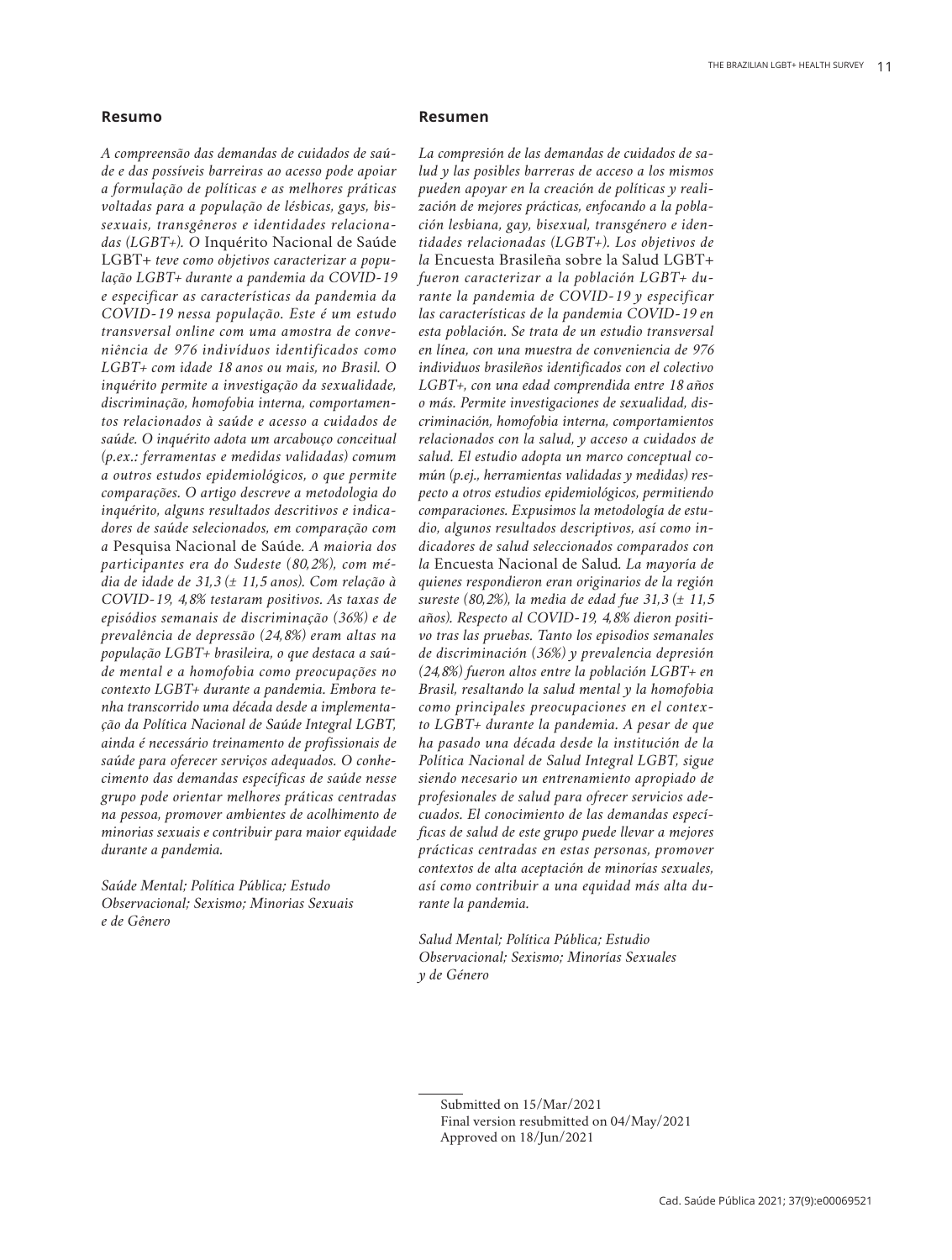## Resumo

*A compreensão das demandas de cuidados de saúde e das possíveis barreiras ao acesso pode apoiar a formulação de políticas e as melhores práticas voltadas para a população de lésbicas, gays, bissexuais, transgêneros e identidades relacionadas (LGBT+). O* Inquérito Nacional de Saúde LGBT+ *teve como objetivos caracterizar a população LGBT+ durante a pandemia da COVID-19 e especificar as características da pandemia da COVID-19 nessa população. Este é um estudo transversal online com uma amostra de conveniência de 976 indivíduos identificados como LGBT+ com idade 18 anos ou mais, no Brasil. O inquérito permite a investigação da sexualidade, discriminação, homofobia interna, comportamentos relacionados à saúde e acesso a cuidados de saúde. O inquérito adota um arcabouço conceitual (p.ex.: ferramentas e medidas validadas) comum a outros estudos epidemiológicos, o que permite comparações. O artigo descreve a metodologia do inquérito, alguns resultados descritivos e indicadores de saúde selecionados, em comparação com a* Pesquisa Nacional de Saúde. *A maioria dos participantes era do Sudeste (80,2%), com média de idade de 31,3 (± 11,5 anos). Com relação à COVID-19, 4,8% testaram positivos. As taxas de episódios semanais de discriminação (36%) e de prevalência de depressão (24,8%) eram altas na população LGBT+ brasileira, o que destaca a saúde mental e a homofobia como preocupações no contexto LGBT+ durante a pandemia. Embora tenha transcorrido uma década desde a implementação da Política Nacional de Saúde Integral LGBT, ainda é necessário treinamento de profissionais de saúde para oferecer serviços adequados. O conhecimento das demandas específicas de saúde nesse grupo pode orientar melhores práticas centradas na pessoa, promover ambientes de acolhimento de minorias sexuais e contribuir para maior equidade durante a pandemia.*

*Saúde Mental; Política Pública; Estudo Observacional; Sexismo; Minorias Sexuais e de Gênero*

## Resumen

*La compresión de las demandas de cuidados de salud y las posibles barreras de acceso a los mismos pueden apoyar en la creación de políticas y realización de mejores prácticas, enfocando a la población lesbiana, gay, bisexual, transgénero e identidades relacionadas (LGBT+). Los objetivos de la* Encuesta Brasileña sobre la Salud LGBT+ *fueron caracterizar a la población LGBT+ durante la pandemia de COVID-19 y especificar las características de la pandemia COVID-19 en esta población. Se trata de un estudio transversal en línea, con una muestra de conveniencia de 976 individuos brasileños identificados con el colectivo LGBT+, con una edad comprendida entre 18 años o más. Permite investigaciones de sexualidad, discriminación, homofobia interna, comportamientos relacionados con la salud, y acceso a cuidados de salud. El estudio adopta un marco conceptual común (p.ej., herramientas validadas y medidas) respecto a otros estudios epidemiológicos, permitiendo comparaciones. Expusimos la metodología de estudio, algunos resultados descriptivos, así como indicadores de salud seleccionados comparados con la* Encuesta Nacional de Salud. *La mayoría de quienes respondieron eran originarios de la región sureste (80,2%), la media de edad fue 31,3 (± 11,5 años). Respecto al COVID-19, 4,8% dieron positivo tras las pruebas. Tanto los episodios semanales de discriminación (36%) y prevalencia depresión (24,8%) fueron altos entre la población LGBT+ en Brasil, resaltando la salud mental y la homofobia como principales preocupaciones en el contexto LGBT+ durante la pandemia. A pesar de que ha pasado una década desde la institución de la Política Nacional de Salud Integral LGBT, sigue siendo necesario un entrenamiento apropiado de profesionales de salud para ofrecer servicios adecuados. El conocimiento de las demandas específicas de salud de este grupo puede llevar a mejores prácticas centradas en estas personas, promover contextos de alta aceptación de minorías sexuales, así como contribuir a una equidad más alta durante la pandemia.*

*Salud Mental; Política Pública; Estudio Observacional; Sexismo; Minorías Sexuales y de Género*

Submitted on 15/Mar/2021
Final version resubmitted on 04/May/2021
Approved on 18/Jun/2021